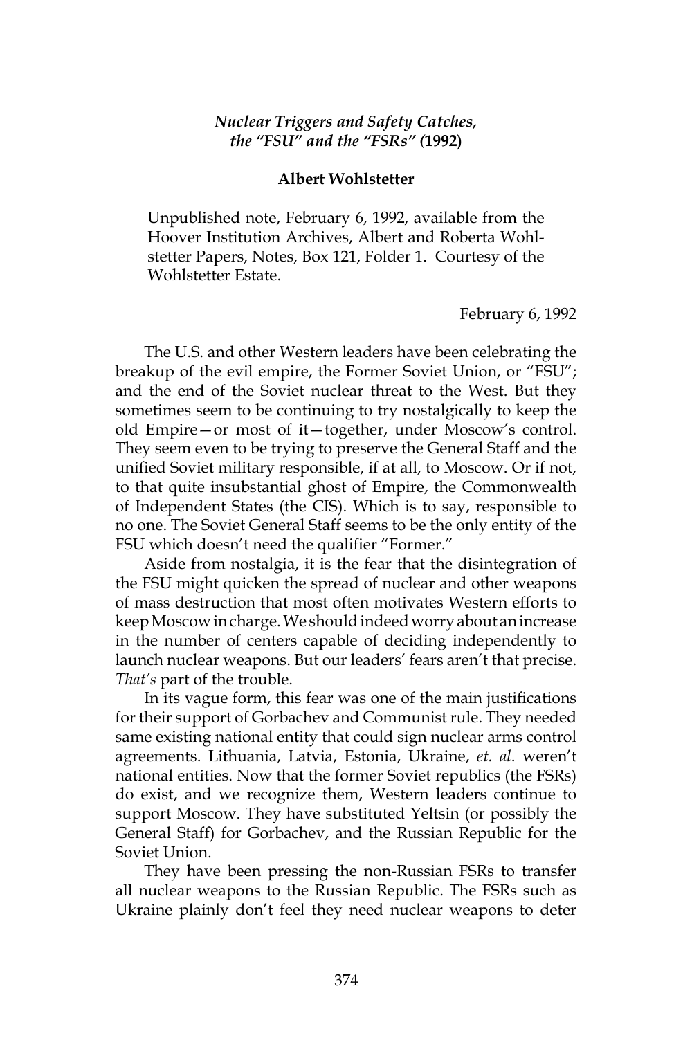# *Nuclear Triggers and Safety Catches, the "FSU" and the "FSRs"* (1992)

**Albert Wohlstetter**

Unpublished note, February 6, 1992, available from the Hoover Institution Archives, Albert and Roberta Wohlstetter Papers, Notes, Box 121, Folder 1. Courtesy of the Wohlstetter Estate.

February 6, 1992

The U.S. and other Western leaders have been celebrating the breakup of the evil empire, the Former Soviet Union, or "FSU"; and the end of the Soviet nuclear threat to the West. But they sometimes seem to be continuing to try nostalgically to keep the old Empire—or most of it—together, under Moscow's control. They seem even to be trying to preserve the General Staff and the unified Soviet military responsible, if at all, to Moscow. Or if not, to that quite insubstantial ghost of Empire, the Commonwealth of Independent States (the CIS). Which is to say, responsible to no one. The Soviet General Staff seems to be the only entity of the FSU which doesn't need the qualifier "Former."

Aside from nostalgia, it is the fear that the disintegration of the FSU might quicken the spread of nuclear and other weapons of mass destruction that most often motivates Western efforts to keep Moscow in charge. We should indeed worry about an increase in the number of centers capable of deciding independently to launch nuclear weapons. But our leaders' fears aren't that precise. *That's* part of the trouble.

In its vague form, this fear was one of the main justifications for their support of Gorbachev and Communist rule. They needed same existing national entity that could sign nuclear arms control agreements. Lithuania, Latvia, Estonia, Ukraine, *et. al*. weren't national entities. Now that the former Soviet republics (the FSRs) do exist, and we recognize them, Western leaders continue to support Moscow. They have substituted Yeltsin (or possibly the General Staff) for Gorbachev, and the Russian Republic for the Soviet Union.

They have been pressing the non-Russian FSRs to transfer all nuclear weapons to the Russian Republic. The FSRs such as Ukraine plainly don't feel they need nuclear weapons to deter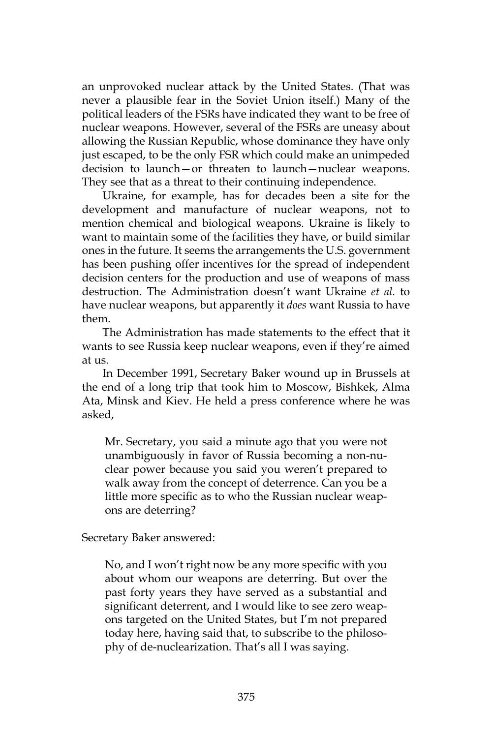an unprovoked nuclear attack by the United States. (That was never a plausible fear in the Soviet Union itself.) Many of the political leaders of the FSRs have indicated they want to be free of nuclear weapons. However, several of the FSRs are uneasy about allowing the Russian Republic, whose dominance they have only just escaped, to be the only FSR which could make an unimpeded decision to launch—or threaten to launch—nuclear weapons. They see that as a threat to their continuing independence.

Ukraine, for example, has for decades been a site for the development and manufacture of nuclear weapons, not to mention chemical and biological weapons. Ukraine is likely to want to maintain some of the facilities they have, or build similar ones in the future. It seems the arrangements the U.S. government has been pushing offer incentives for the spread of independent decision centers for the production and use of weapons of mass destruction. The Administration doesn't want Ukraine *et al.* to have nuclear weapons, but apparently it *does* want Russia to have them.

The Administration has made statements to the effect that it wants to see Russia keep nuclear weapons, even if they're aimed at us.

In December 1991, Secretary Baker wound up in Brussels at the end of a long trip that took him to Moscow, Bishkek, Alma Ata, Minsk and Kiev. He held a press conference where he was asked,

> Mr. Secretary, you said a minute ago that you were not unambiguously in favor of Russia becoming a non-nuclear power because you said you weren't prepared to walk away from the concept of deterrence. Can you be a little more specific as to who the Russian nuclear weapons are deterring?

Secretary Baker answered:

> No, and I won't right now be any more specific with you about whom our weapons are deterring. But over the past forty years they have served as a substantial and significant deterrent, and I would like to see zero weapons targeted on the United States, but I'm not prepared today here, having said that, to subscribe to the philosophy of de-nuclearization. That's all I was saying.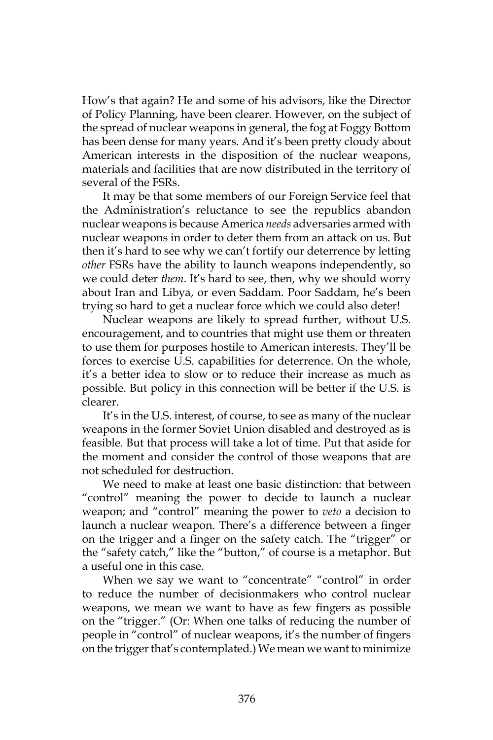How's that again? He and some of his advisors, like the Director of Policy Planning, have been clearer. However, on the subject of the spread of nuclear weapons in general, the fog at Foggy Bottom has been dense for many years. And it's been pretty cloudy about American interests in the disposition of the nuclear weapons, materials and facilities that are now distributed in the territory of several of the FSRs.

It may be that some members of our Foreign Service feel that the Administration's reluctance to see the republics abandon nuclear weapons is because America *needs* adversaries armed with nuclear weapons in order to deter them from an attack on us. But then it's hard to see why we can't fortify our deterrence by letting *other* FSRs have the ability to launch weapons independently, so we could deter *them*. It's hard to see, then, why we should worry about Iran and Libya, or even Saddam. Poor Saddam, he's been trying so hard to get a nuclear force which we could also deter!

Nuclear weapons are likely to spread further, without U.S. encouragement, and to countries that might use them or threaten to use them for purposes hostile to American interests. They'll be forces to exercise U.S. capabilities for deterrence. On the whole, it's a better idea to slow or to reduce their increase as much as possible. But policy in this connection will be better if the U.S. is clearer.

It's in the U.S. interest, of course, to see as many of the nuclear weapons in the former Soviet Union disabled and destroyed as is feasible. But that process will take a lot of time. Put that aside for the moment and consider the control of those weapons that are not scheduled for destruction.

We need to make at least one basic distinction: that between "control" meaning the power to decide to launch a nuclear weapon; and "control" meaning the power to *veto* a decision to launch a nuclear weapon. There's a difference between a finger on the trigger and a finger on the safety catch. The "trigger" or the "safety catch," like the "button," of course is a metaphor. But a useful one in this case.

When we say we want to "concentrate" "control" in order to reduce the number of decisionmakers who control nuclear weapons, we mean we want to have as few fingers as possible on the "trigger." (Or: When one talks of reducing the number of people in "control" of nuclear weapons, it's the number of fingers on the trigger that's contemplated.) We mean we want to minimize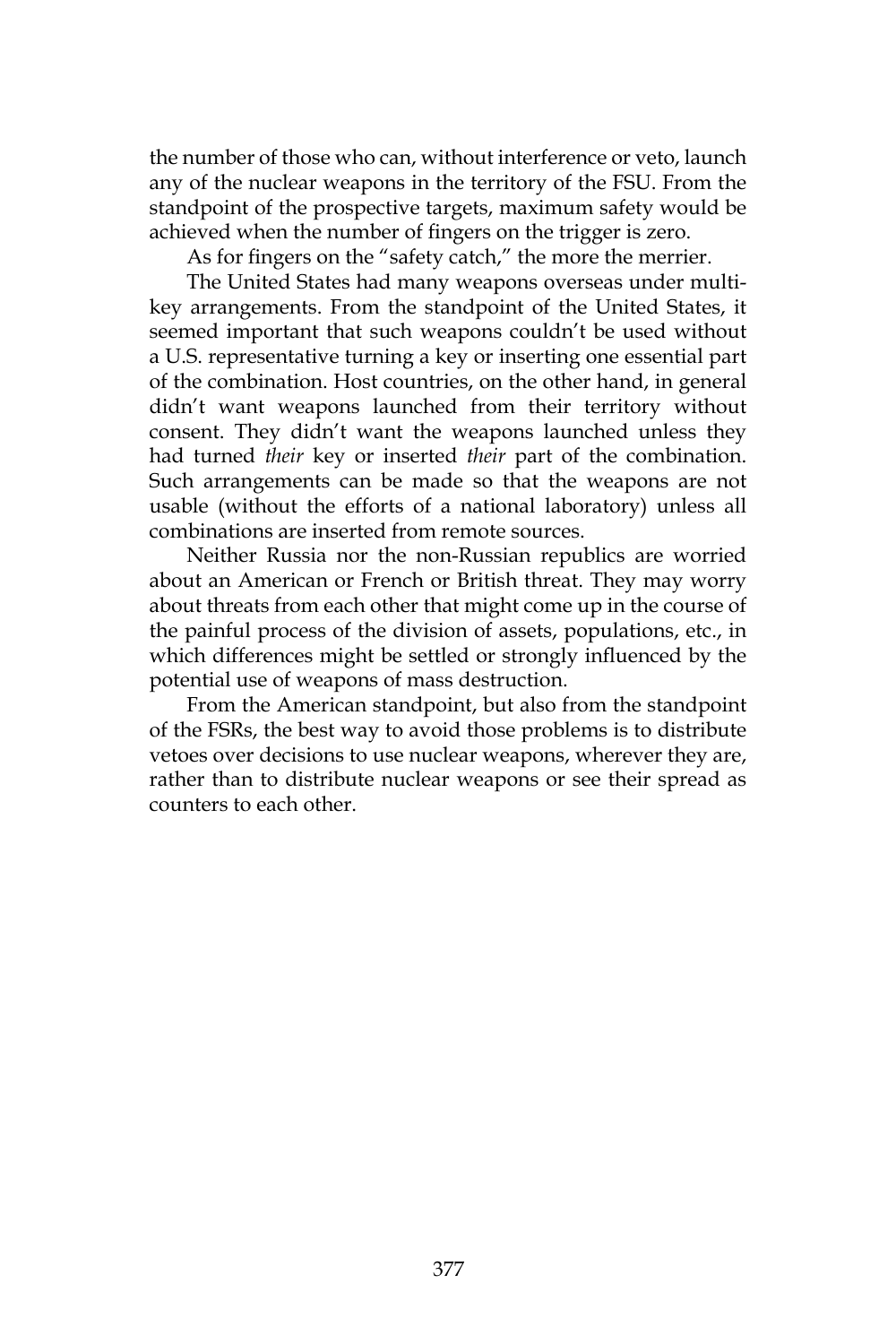the number of those who can, without interference or veto, launch any of the nuclear weapons in the territory of the FSU. From the standpoint of the prospective targets, maximum safety would be achieved when the number of fingers on the trigger is zero.

As for fingers on the "safety catch," the more the merrier.

The United States had many weapons overseas under multi-key arrangements. From the standpoint of the United States, it seemed important that such weapons couldn't be used without a U.S. representative turning a key or inserting one essential part of the combination. Host countries, on the other hand, in general didn't want weapons launched from their territory without consent. They didn't want the weapons launched unless they had turned *their* key or inserted *their* part of the combination. Such arrangements can be made so that the weapons are not usable (without the efforts of a national laboratory) unless all combinations are inserted from remote sources.

Neither Russia nor the non-Russian republics are worried about an American or French or British threat. They may worry about threats from each other that might come up in the course of the painful process of the division of assets, populations, etc., in which differences might be settled or strongly influenced by the potential use of weapons of mass destruction.

From the American standpoint, but also from the standpoint of the FSRs, the best way to avoid those problems is to distribute vetoes over decisions to use nuclear weapons, wherever they are, rather than to distribute nuclear weapons or see their spread as counters to each other.